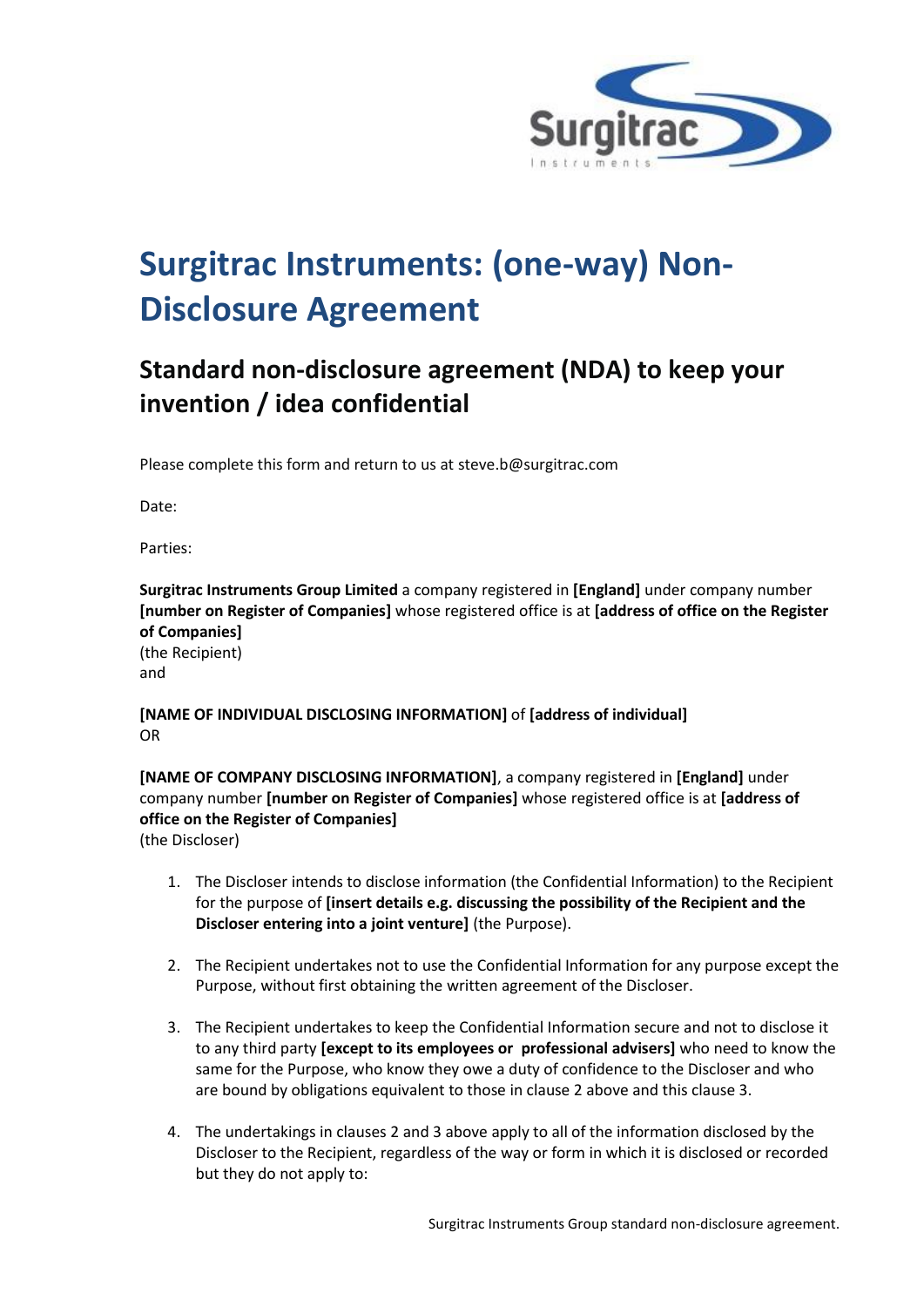# Surgitrac Instruments: (one-way) Non-Disclosure Agreement

## Standard non-disclosure agreement (NDA) to keep your invention / idea confidential

Please complete this form and return to us at steve.b@surgitrac.com

Date:

Parties:

**Surgitrac Instruments Group Limited** a company registered in **[England]** under company number **[number on Register of Companies]** whose registered office is at **[address of office on the Register of Companies]**
(the Recipient)
and

**[NAME OF INDIVIDUAL DISCLOSING INFORMATION]** of **[address of individual]**
OR

**[NAME OF COMPANY DISCLOSING INFORMATION]**, a company registered in **[England]** under company number **[number on Register of Companies]** whose registered office is at **[address of office on the Register of Companies]**
(the Discloser)

1. The Discloser intends to disclose information (the Confidential Information) to the Recipient for the purpose of **[insert details e.g. discussing the possibility of the Recipient and the Discloser entering into a joint venture]** (the Purpose).

2. The Recipient undertakes not to use the Confidential Information for any purpose except the Purpose, without first obtaining the written agreement of the Discloser.

3. The Recipient undertakes to keep the Confidential Information secure and not to disclose it to any third party **[except to its employees or professional advisers]** who need to know the same for the Purpose, who know they owe a duty of confidence to the Discloser and who are bound by obligations equivalent to those in clause 2 above and this clause 3.

4. The undertakings in clauses 2 and 3 above apply to all of the information disclosed by the Discloser to the Recipient, regardless of the way or form in which it is disclosed or recorded but they do not apply to: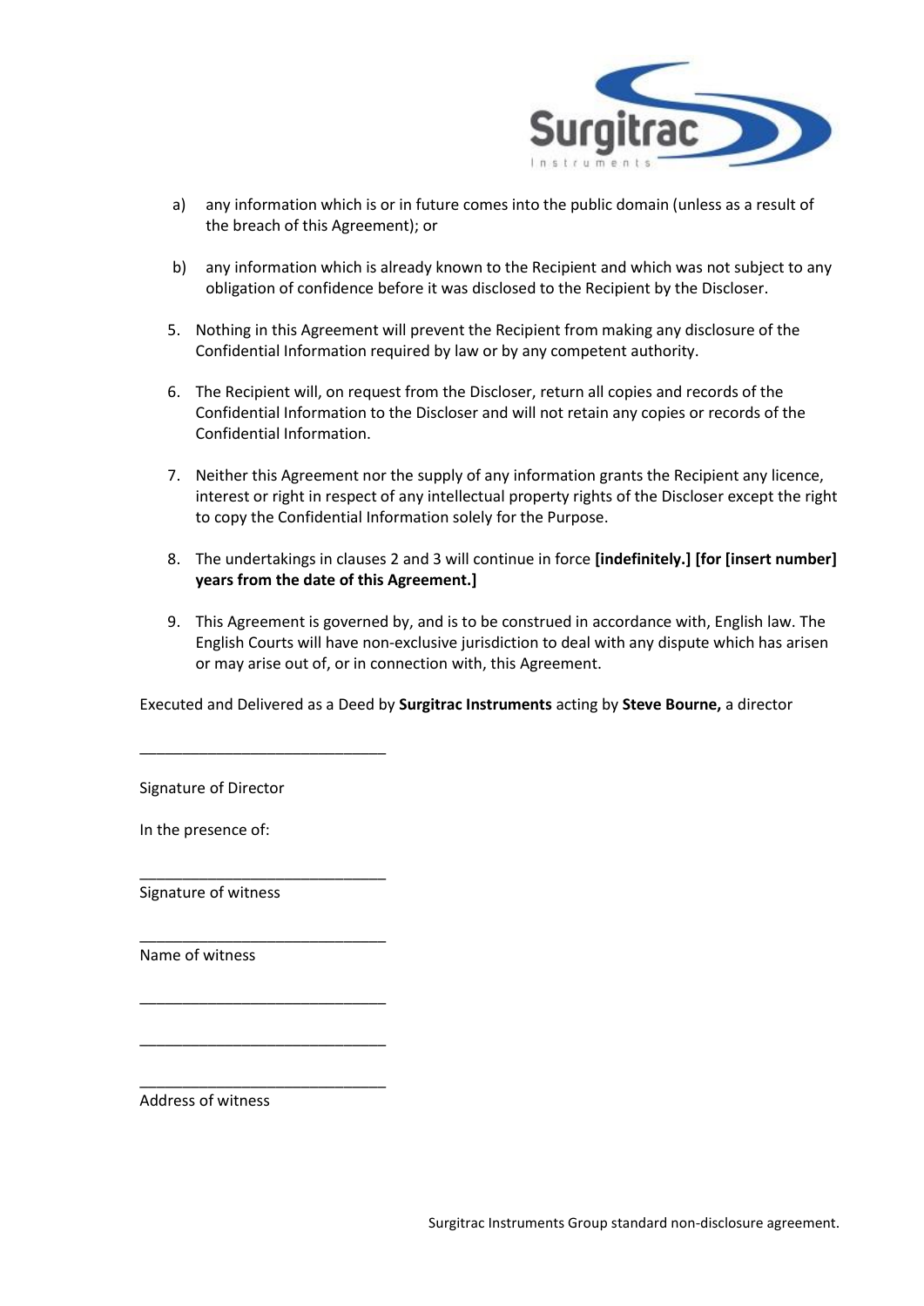a) any information which is or in future comes into the public domain (unless as a result of the breach of this Agreement); or

b) any information which is already known to the Recipient and which was not subject to any obligation of confidence before it was disclosed to the Recipient by the Discloser.

5. Nothing in this Agreement will prevent the Recipient from making any disclosure of the Confidential Information required by law or by any competent authority.

6. The Recipient will, on request from the Discloser, return all copies and records of the Confidential Information to the Discloser and will not retain any copies or records of the Confidential Information.

7. Neither this Agreement nor the supply of any information grants the Recipient any licence, interest or right in respect of any intellectual property rights of the Discloser except the right to copy the Confidential Information solely for the Purpose.

8. The undertakings in clauses 2 and 3 will continue in force **[indefinitely.] [for [insert number] years from the date of this Agreement.]**

9. This Agreement is governed by, and is to be construed in accordance with, English law. The English Courts will have non-exclusive jurisdiction to deal with any dispute which has arisen or may arise out of, or in connection with, this Agreement.

Executed and Delivered as a Deed by **Surgitrac Instruments** acting by **Steve Bourne,** a director

______________________________

Signature of Director

In the presence of:

______________________________

Signature of witness

______________________________

Name of witness

______________________________

______________________________

______________________________

Address of witness

Surgitrac Instruments Group standard non-disclosure agreement.